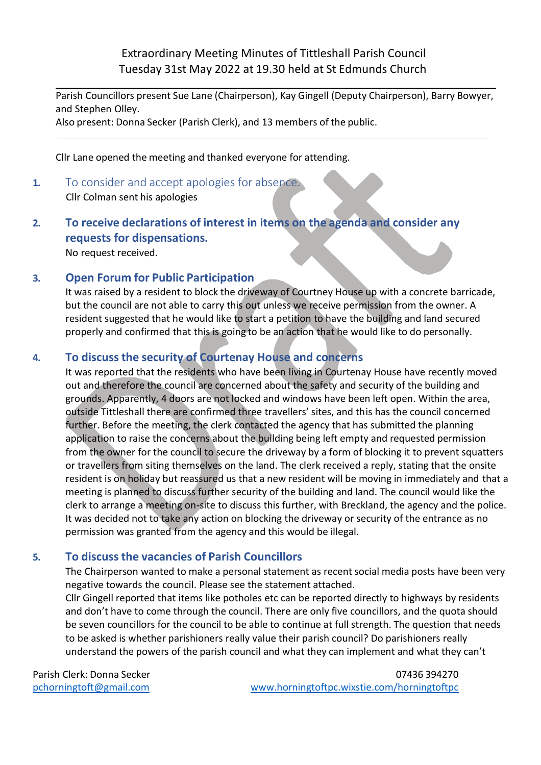# Extraordinary Meeting Minutes of Tittleshall Parish Council
## Tuesday 31st May 2022 at 19.30 held at St Edmunds Church

Parish Councillors present Sue Lane (Chairperson), Kay Gingell (Deputy Chairperson), Barry Bowyer, and Stephen Olley.
Also present: Donna Secker (Parish Clerk), and 13 members of the public.

Cllr Lane opened the meeting and thanked everyone for attending.

**1.** To consider and accept apologies for absence.

Cllr Colman sent his apologies

**2. To receive declarations of interest in items on the agenda and consider any requests for dispensations.**

No request received.

**3. Open Forum for Public Participation**

It was raised by a resident to block the driveway of Courtney House up with a concrete barricade, but the council are not able to carry this out unless we receive permission from the owner. A resident suggested that he would like to start a petition to have the building and land secured properly and confirmed that this is going to be an action that he would like to do personally.

**4. To discuss the security of Courtenay House and concerns**

It was reported that the residents who have been living in Courtenay House have recently moved out and therefore the council are concerned about the safety and security of the building and grounds. Apparently, 4 doors are not locked and windows have been left open. Within the area, outside Tittleshall there are confirmed three travellers' sites, and this has the council concerned further. Before the meeting, the clerk contacted the agency that has submitted the planning application to raise the concerns about the building being left empty and requested permission from the owner for the council to secure the driveway by a form of blocking it to prevent squatters or travellers from siting themselves on the land. The clerk received a reply, stating that the onsite resident is on holiday but reassured us that a new resident will be moving in immediately and that a meeting is planned to discuss further security of the building and land. The council would like the clerk to arrange a meeting on-site to discuss this further, with Breckland, the agency and the police. It was decided not to take any action on blocking the driveway or security of the entrance as no permission was granted from the agency and this would be illegal.

**5. To discuss the vacancies of Parish Councillors**

The Chairperson wanted to make a personal statement as recent social media posts have been very negative towards the council. Please see the statement attached.

Cllr Gingell reported that items like potholes etc can be reported directly to highways by residents and don't have to come through the council. There are only five councillors, and the quota should be seven councillors for the council to be able to continue at full strength. The question that needs to be asked is whether parishioners really value their parish council? Do parishioners really understand the powers of the parish council and what they can implement and what they can't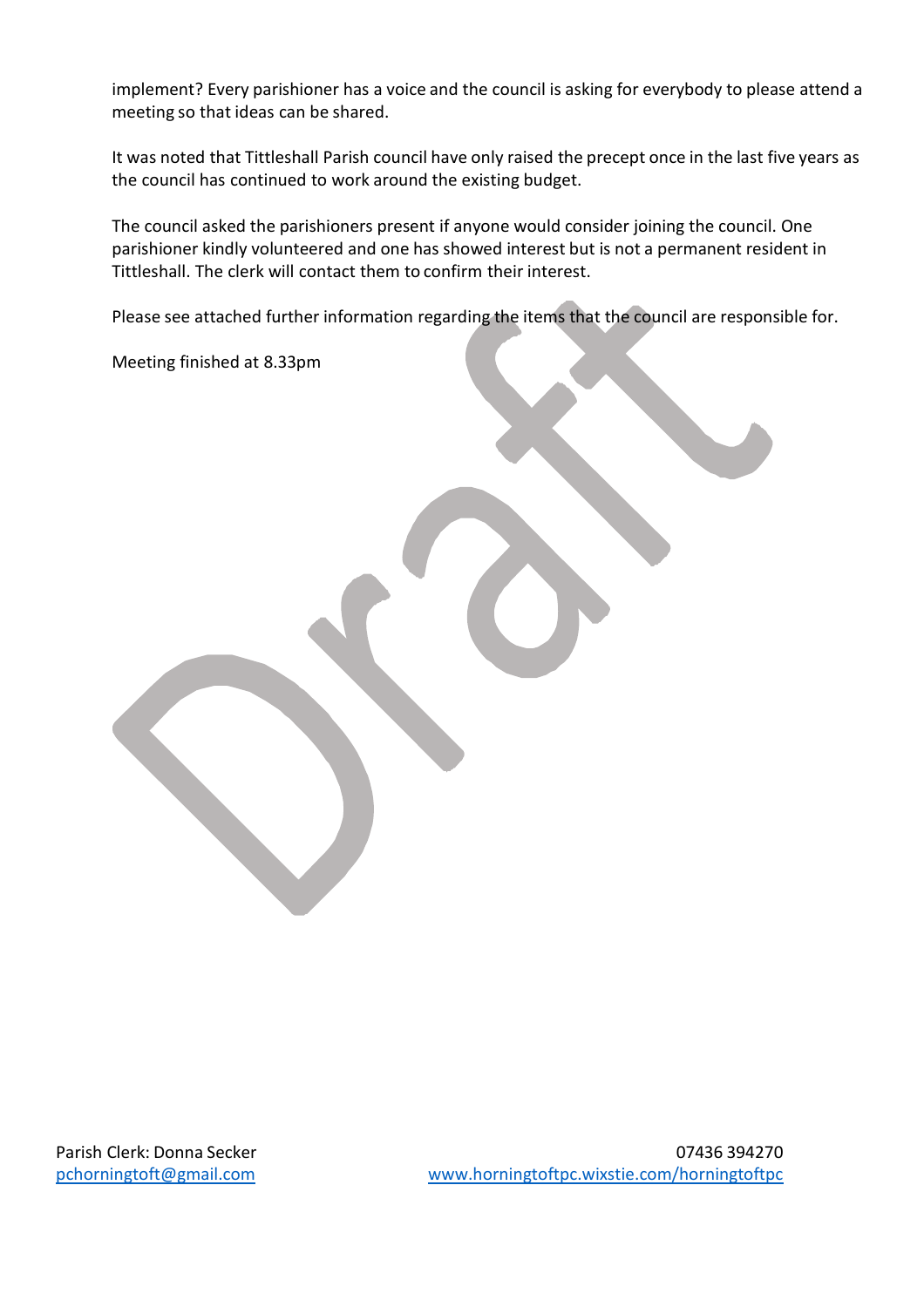implement? Every parishioner has a voice and the council is asking for everybody to please attend a meeting so that ideas can be shared.

It was noted that Tittleshall Parish council have only raised the precept once in the last five years as the council has continued to work around the existing budget.

The council asked the parishioners present if anyone would consider joining the council. One parishioner kindly volunteered and one has showed interest but is not a permanent resident in Tittleshall. The clerk will contact them to confirm their interest.

Please see attached further information regarding the items that the council are responsible for.

Meeting finished at 8.33pm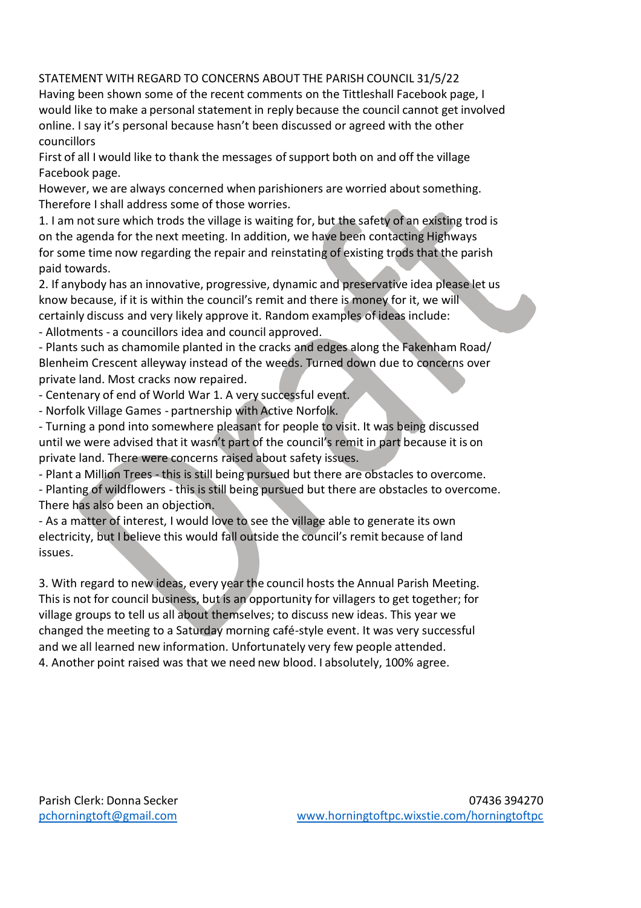STATEMENT WITH REGARD TO CONCERNS ABOUT THE PARISH COUNCIL 31/5/22

Having been shown some of the recent comments on the Tittleshall Facebook page, I would like to make a personal statement in reply because the council cannot get involved online. I say it's personal because hasn't been discussed or agreed with the other councillors

First of all I would like to thank the messages of support both on and off the village Facebook page.

However, we are always concerned when parishioners are worried about something. Therefore I shall address some of those worries.

1. I am not sure which trods the village is waiting for, but the safety of an existing trod is on the agenda for the next meeting. In addition, we have been contacting Highways for some time now regarding the repair and reinstating of existing trods that the parish paid towards.
2. If anybody has an innovative, progressive, dynamic and preservative idea please let us know because, if it is within the council's remit and there is money for it, we will certainly discuss and very likely approve it. Random examples of ideas include:

- Allotments - a councillors idea and council approved.
- Plants such as chamomile planted in the cracks and edges along the Fakenham Road/ Blenheim Crescent alleyway instead of the weeds. Turned down due to concerns over private land. Most cracks now repaired.
- Centenary of end of World War 1. A very successful event.
- Norfolk Village Games - partnership with Active Norfolk.
- Turning a pond into somewhere pleasant for people to visit. It was being discussed until we were advised that it wasn't part of the council's remit in part because it is on private land. There were concerns raised about safety issues.
- Plant a Million Trees - this is still being pursued but there are obstacles to overcome.
- Planting of wildflowers - this is still being pursued but there are obstacles to overcome. There has also been an objection.
- As a matter of interest, I would love to see the village able to generate its own electricity, but I believe this would fall outside the council's remit because of land issues.

3. With regard to new ideas, every year the council hosts the Annual Parish Meeting. This is not for council business, but is an opportunity for villagers to get together; for village groups to tell us all about themselves; to discuss new ideas. This year we changed the meeting to a Saturday morning café-style event. It was very successful and we all learned new information. Unfortunately very few people attended.
4. Another point raised was that we need new blood. I absolutely, 100% agree.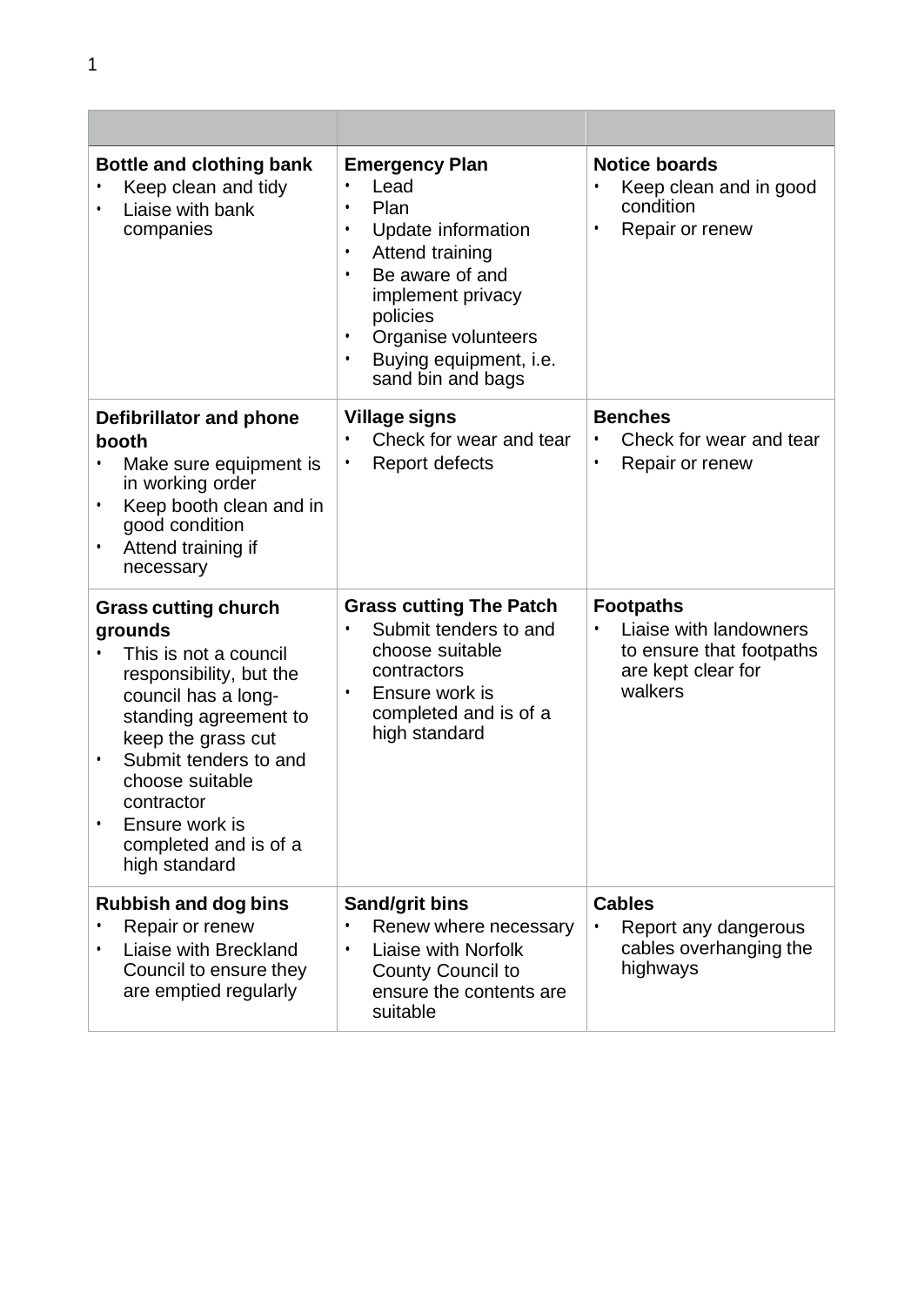| | | |
|---|---|---|
| **Bottle and clothing bank**<br>• Keep clean and tidy<br>• Liaise with bank companies | **Emergency Plan**<br>• Lead<br>• Plan<br>• Update information<br>• Attend training<br>• Be aware of and implement privacy policies<br>• Organise volunteers<br>• Buying equipment, i.e. sand bin and bags | **Notice boards**<br>• Keep clean and in good condition<br>• Repair or renew |
| **Defibrillator and phone booth**<br>• Make sure equipment is in working order<br>• Keep booth clean and in good condition<br>• Attend training if necessary | **Village signs**<br>• Check for wear and tear<br>• Report defects | **Benches**<br>• Check for wear and tear<br>• Repair or renew |
| **Grass cutting church grounds**<br>• This is not a council responsibility, but the council has a long-standing agreement to keep the grass cut<br>• Submit tenders to and choose suitable contractor<br>• Ensure work is completed and is of a high standard | **Grass cutting The Patch**<br>• Submit tenders to and choose suitable contractors<br>• Ensure work is completed and is of a high standard | **Footpaths**<br>• Liaise with landowners to ensure that footpaths are kept clear for walkers |
| **Rubbish and dog bins**<br>• Repair or renew<br>• Liaise with Breckland Council to ensure they are emptied regularly | **Sand/grit bins**<br>• Renew where necessary<br>• Liaise with Norfolk County Council to ensure the contents are suitable | **Cables**<br>• Report any dangerous cables overhanging the highways |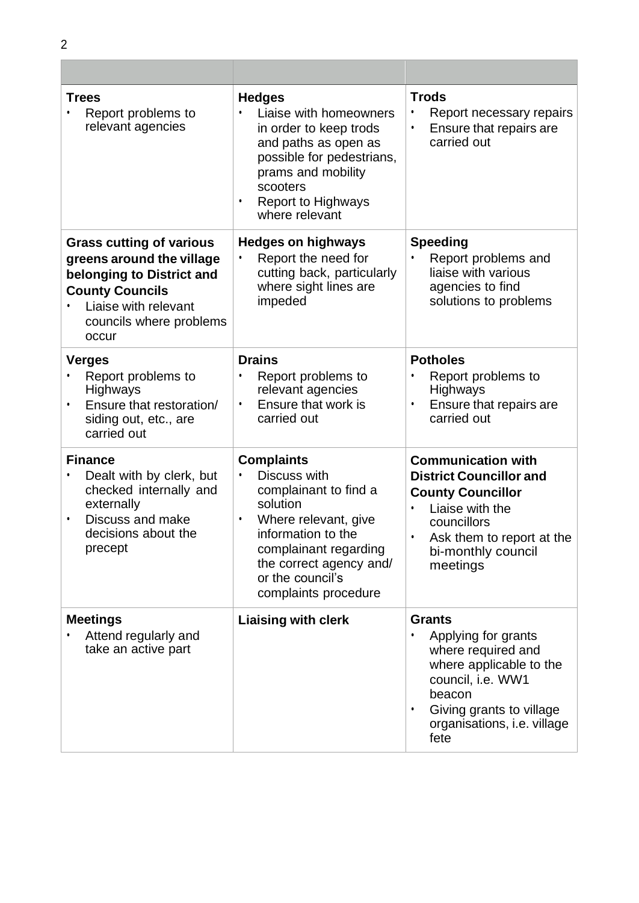| | | |
|---|---|---|
| **Trees**<br>• Report problems to relevant agencies | **Hedges**<br>• Liaise with homeowners in order to keep trods and paths as open as possible for pedestrians, prams and mobility scooters<br>• Report to Highways where relevant | **Trods**<br>• Report necessary repairs<br>• Ensure that repairs are carried out |
| **Grass cutting of various greens around the village belonging to District and County Councils**<br>• Liaise with relevant councils where problems occur | **Hedges on highways**<br>• Report the need for cutting back, particularly where sight lines are impeded | **Speeding**<br>• Report problems and liaise with various agencies to find solutions to problems |
| **Verges**<br>• Report problems to Highways<br>• Ensure that restoration/ siding out, etc., are carried out | **Drains**<br>• Report problems to relevant agencies<br>• Ensure that work is carried out | **Potholes**<br>• Report problems to Highways<br>• Ensure that repairs are carried out |
| **Finance**<br>• Dealt with by clerk, but checked internally and externally<br>• Discuss and make decisions about the precept | **Complaints**<br>• Discuss with complainant to find a solution<br>• Where relevant, give information to the complainant regarding the correct agency and/ or the council's complaints procedure | **Communication with District Councillor and County Councillor**<br>• Liaise with the councillors<br>• Ask them to report at the bi-monthly council meetings |
| **Meetings**<br>• Attend regularly and take an active part | **Liaising with clerk** | **Grants**<br>• Applying for grants where required and where applicable to the council, i.e. WW1 beacon<br>• Giving grants to village organisations, i.e. village fete |